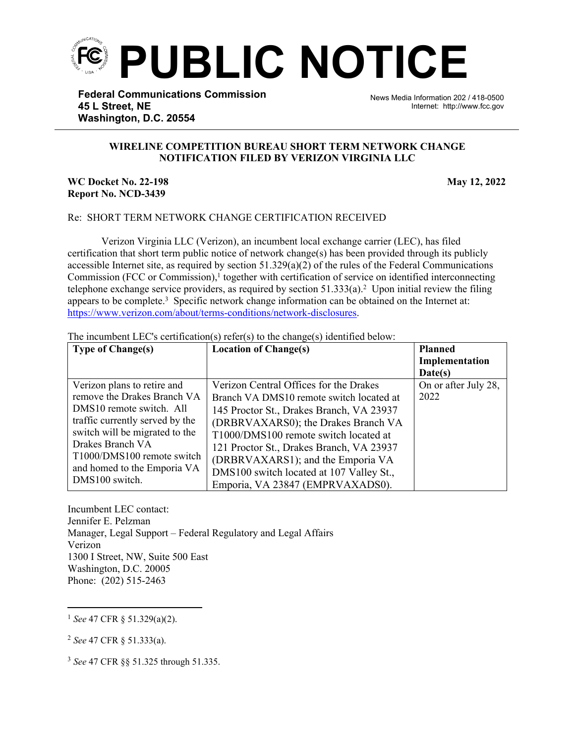# PUBLIC NOTICE

**Federal Communications Commission**
**45 L Street, NE**
**Washington, D.C. 20554**

News Media Information 202 / 418-0500
Internet: http://www.fcc.gov

**WIRELINE COMPETITION BUREAU SHORT TERM NETWORK CHANGE NOTIFICATION FILED BY VERIZON VIRGINIA LLC**

**WC Docket No. 22-198**
**Report No. NCD-3439**

**May 12, 2022**

Re: SHORT TERM NETWORK CHANGE CERTIFICATION RECEIVED

Verizon Virginia LLC (Verizon), an incumbent local exchange carrier (LEC), has filed certification that short term public notice of network change(s) has been provided through its publicly accessible Internet site, as required by section 51.329(a)(2) of the rules of the Federal Communications Commission (FCC or Commission),[1] together with certification of service on identified interconnecting telephone exchange service providers, as required by section 51.333(a).[2] Upon initial review the filing appears to be complete.[3] Specific network change information can be obtained on the Internet at: https://www.verizon.com/about/terms-conditions/network-disclosures.

The incumbent LEC's certification(s) refer(s) to the change(s) identified below:

| Type of Change(s) | Location of Change(s) | Planned Implementation Date(s) |
|---|---|---|
| Verizon plans to retire and remove the Drakes Branch VA DMS10 remote switch. All traffic currently served by the switch will be migrated to the Drakes Branch VA T1000/DMS100 remote switch and homed to the Emporia VA DMS100 switch. | Verizon Central Offices for the Drakes Branch VA DMS10 remote switch located at 145 Proctor St., Drakes Branch, VA 23937 (DRBRVAXARS0); the Drakes Branch VA T1000/DMS100 remote switch located at 121 Proctor St., Drakes Branch, VA 23937 (DRBRVAXARS1); and the Emporia VA DMS100 switch located at 107 Valley St., Emporia, VA 23847 (EMPRVAXADS0). | On or after July 28, 2022 |

Incumbent LEC contact:
Jennifer E. Pelzman
Manager, Legal Support – Federal Regulatory and Legal Affairs
Verizon
1300 I Street, NW, Suite 500 East
Washington, D.C. 20005
Phone: (202) 515-2463

---

[1] *See* 47 CFR § 51.329(a)(2).

[2] *See* 47 CFR § 51.333(a).

[3] *See* 47 CFR §§ 51.325 through 51.335.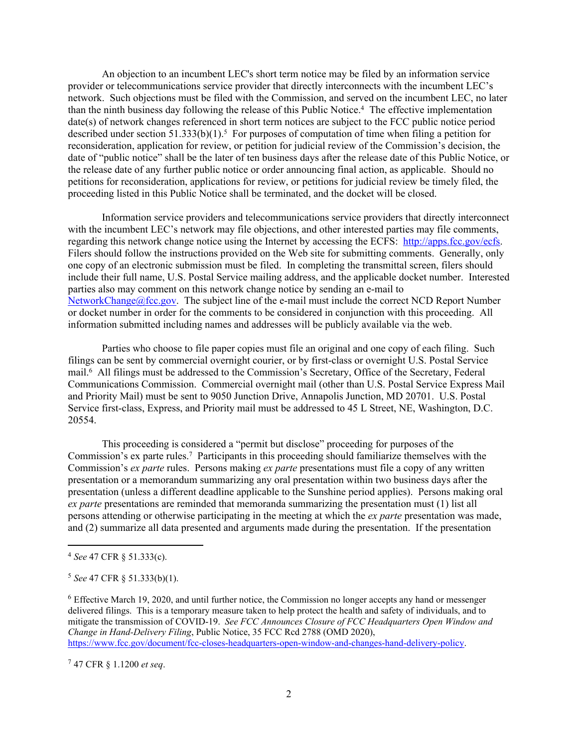An objection to an incumbent LEC's short term notice may be filed by an information service provider or telecommunications service provider that directly interconnects with the incumbent LEC's network. Such objections must be filed with the Commission, and served on the incumbent LEC, no later than the ninth business day following the release of this Public Notice.[4] The effective implementation date(s) of network changes referenced in short term notices are subject to the FCC public notice period described under section 51.333(b)(1).[5] For purposes of computation of time when filing a petition for reconsideration, application for review, or petition for judicial review of the Commission's decision, the date of "public notice" shall be the later of ten business days after the release date of this Public Notice, or the release date of any further public notice or order announcing final action, as applicable. Should no petitions for reconsideration, applications for review, or petitions for judicial review be timely filed, the proceeding listed in this Public Notice shall be terminated, and the docket will be closed.

Information service providers and telecommunications service providers that directly interconnect with the incumbent LEC's network may file objections, and other interested parties may file comments, regarding this network change notice using the Internet by accessing the ECFS: http://apps.fcc.gov/ecfs. Filers should follow the instructions provided on the Web site for submitting comments. Generally, only one copy of an electronic submission must be filed. In completing the transmittal screen, filers should include their full name, U.S. Postal Service mailing address, and the applicable docket number. Interested parties also may comment on this network change notice by sending an e-mail to NetworkChange@fcc.gov. The subject line of the e-mail must include the correct NCD Report Number or docket number in order for the comments to be considered in conjunction with this proceeding. All information submitted including names and addresses will be publicly available via the web.

Parties who choose to file paper copies must file an original and one copy of each filing. Such filings can be sent by commercial overnight courier, or by first-class or overnight U.S. Postal Service mail.[6] All filings must be addressed to the Commission's Secretary, Office of the Secretary, Federal Communications Commission. Commercial overnight mail (other than U.S. Postal Service Express Mail and Priority Mail) must be sent to 9050 Junction Drive, Annapolis Junction, MD 20701. U.S. Postal Service first-class, Express, and Priority mail must be addressed to 45 L Street, NE, Washington, D.C. 20554.

This proceeding is considered a "permit but disclose" proceeding for purposes of the Commission's ex parte rules.[7] Participants in this proceeding should familiarize themselves with the Commission's *ex parte* rules. Persons making *ex parte* presentations must file a copy of any written presentation or a memorandum summarizing any oral presentation within two business days after the presentation (unless a different deadline applicable to the Sunshine period applies). Persons making oral *ex parte* presentations are reminded that memoranda summarizing the presentation must (1) list all persons attending or otherwise participating in the meeting at which the *ex parte* presentation was made, and (2) summarize all data presented and arguments made during the presentation. If the presentation

---

[4] *See* 47 CFR § 51.333(c).

[5] *See* 47 CFR § 51.333(b)(1).

[6] Effective March 19, 2020, and until further notice, the Commission no longer accepts any hand or messenger delivered filings. This is a temporary measure taken to help protect the health and safety of individuals, and to mitigate the transmission of COVID-19. *See FCC Announces Closure of FCC Headquarters Open Window and Change in Hand-Delivery Filing*, Public Notice, 35 FCC Rcd 2788 (OMD 2020), https://www.fcc.gov/document/fcc-closes-headquarters-open-window-and-changes-hand-delivery-policy.

[7] 47 CFR § 1.1200 *et seq*.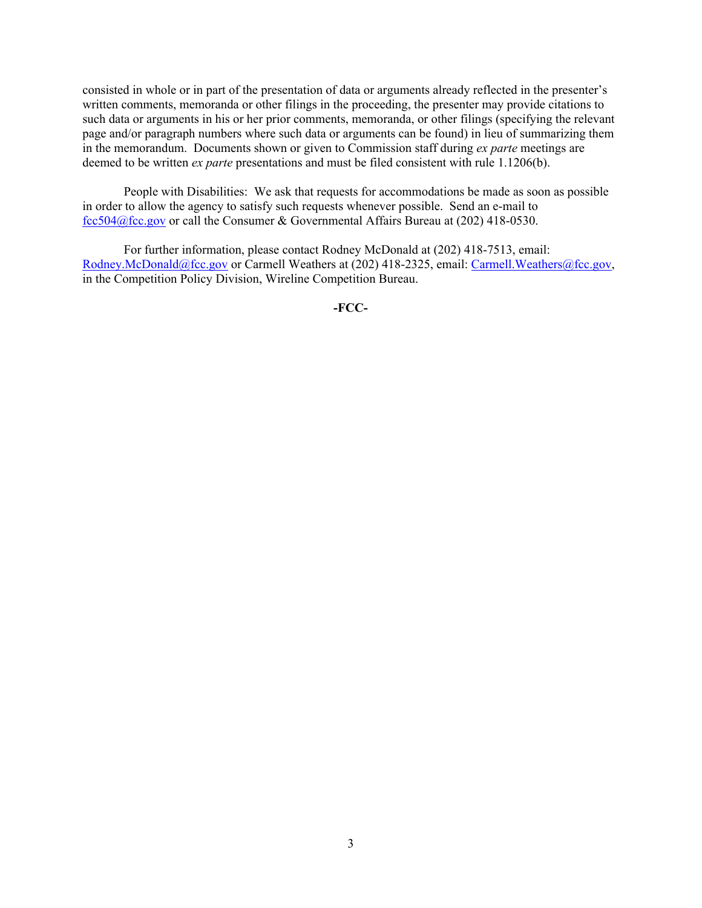consisted in whole or in part of the presentation of data or arguments already reflected in the presenter's written comments, memoranda or other filings in the proceeding, the presenter may provide citations to such data or arguments in his or her prior comments, memoranda, or other filings (specifying the relevant page and/or paragraph numbers where such data or arguments can be found) in lieu of summarizing them in the memorandum. Documents shown or given to Commission staff during *ex parte* meetings are deemed to be written *ex parte* presentations and must be filed consistent with rule 1.1206(b).

People with Disabilities: We ask that requests for accommodations be made as soon as possible in order to allow the agency to satisfy such requests whenever possible. Send an e-mail to fcc504@fcc.gov or call the Consumer & Governmental Affairs Bureau at (202) 418-0530.

For further information, please contact Rodney McDonald at (202) 418-7513, email: Rodney.McDonald@fcc.gov or Carmell Weathers at (202) 418-2325, email: Carmell.Weathers@fcc.gov, in the Competition Policy Division, Wireline Competition Bureau.

**-FCC-**